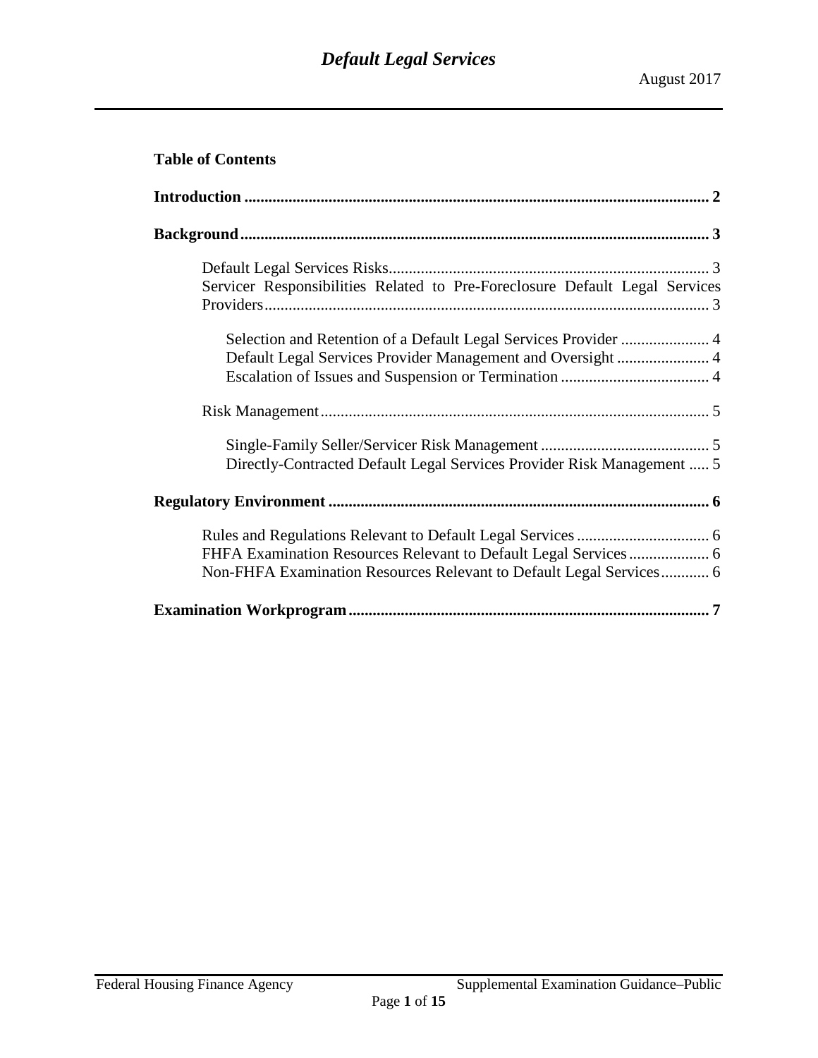# *Default Legal Services*

August 2017

**Table of Contents**

**Introduction .................................................................................................. 2**

**Background .................................................................................................. 3**

- Default Legal Services Risks ............................................................................... 3
- Servicer Responsibilities Related to Pre-Foreclosure Default Legal Services Providers .............................................................................................. 3
  - Selection and Retention of a Default Legal Services Provider ...................... 4
  - Default Legal Services Provider Management and Oversight ....................... 4
  - Escalation of Issues and Suspension or Termination ..................................... 4
- Risk Management ................................................................................................. 5
  - Single-Family Seller/Servicer Risk Management .......................................... 5
  - Directly-Contracted Default Legal Services Provider Risk Management ..... 5

**Regulatory Environment .............................................................................. 6**

- Rules and Regulations Relevant to Default Legal Services ................................. 6
- FHFA Examination Resources Relevant to Default Legal Services .................... 6
- Non-FHFA Examination Resources Relevant to Default Legal Services ............ 6

**Examination Workprogram .......................................................................... 7**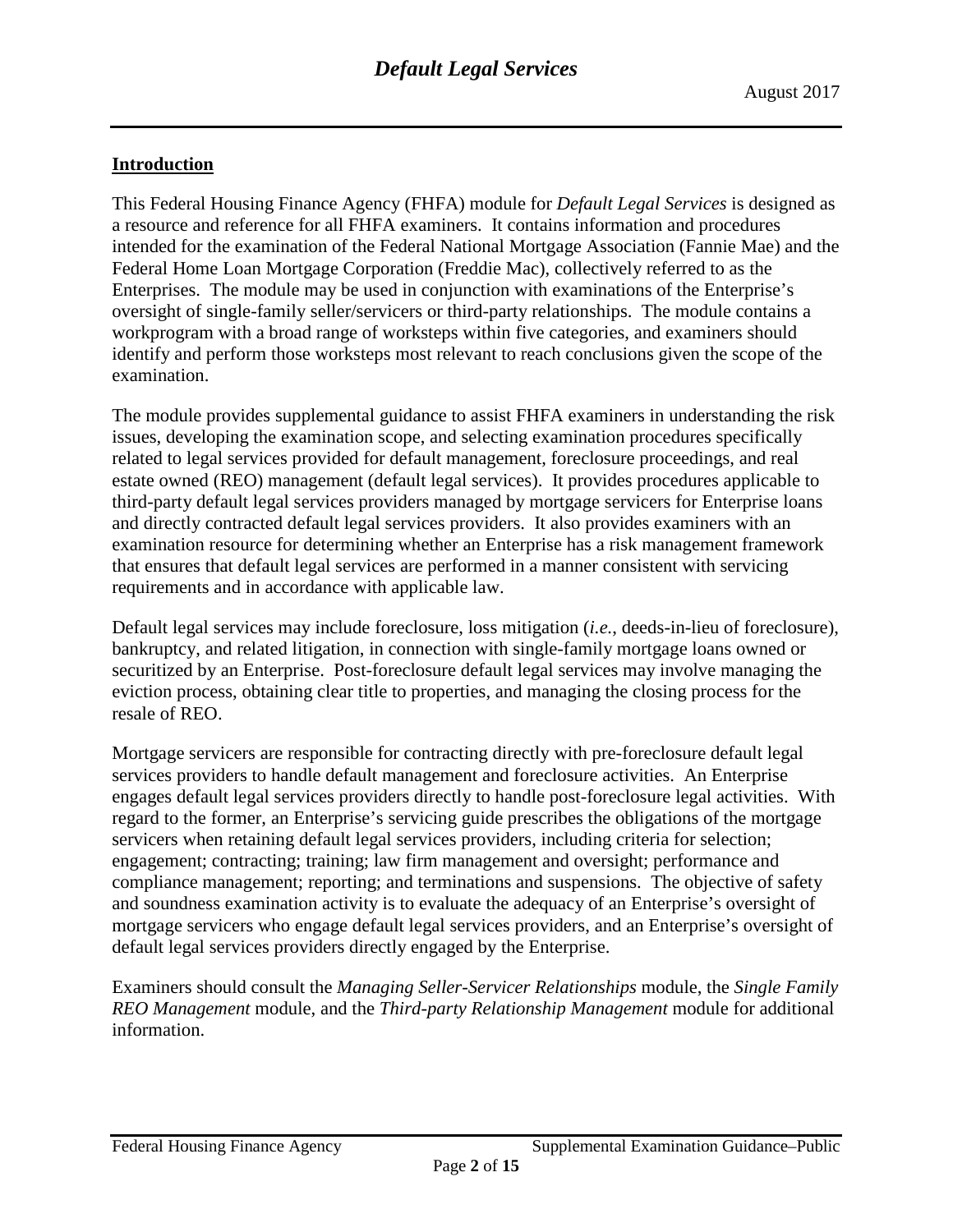## Introduction

This Federal Housing Finance Agency (FHFA) module for *Default Legal Services* is designed as a resource and reference for all FHFA examiners. It contains information and procedures intended for the examination of the Federal National Mortgage Association (Fannie Mae) and the Federal Home Loan Mortgage Corporation (Freddie Mac), collectively referred to as the Enterprises. The module may be used in conjunction with examinations of the Enterprise's oversight of single-family seller/servicers or third-party relationships. The module contains a workprogram with a broad range of worksteps within five categories, and examiners should identify and perform those worksteps most relevant to reach conclusions given the scope of the examination.

The module provides supplemental guidance to assist FHFA examiners in understanding the risk issues, developing the examination scope, and selecting examination procedures specifically related to legal services provided for default management, foreclosure proceedings, and real estate owned (REO) management (default legal services). It provides procedures applicable to third-party default legal services providers managed by mortgage servicers for Enterprise loans and directly contracted default legal services providers. It also provides examiners with an examination resource for determining whether an Enterprise has a risk management framework that ensures that default legal services are performed in a manner consistent with servicing requirements and in accordance with applicable law.

Default legal services may include foreclosure, loss mitigation (*i.e.*, deeds-in-lieu of foreclosure), bankruptcy, and related litigation, in connection with single-family mortgage loans owned or securitized by an Enterprise. Post-foreclosure default legal services may involve managing the eviction process, obtaining clear title to properties, and managing the closing process for the resale of REO.

Mortgage servicers are responsible for contracting directly with pre-foreclosure default legal services providers to handle default management and foreclosure activities. An Enterprise engages default legal services providers directly to handle post-foreclosure legal activities. With regard to the former, an Enterprise's servicing guide prescribes the obligations of the mortgage servicers when retaining default legal services providers, including criteria for selection; engagement; contracting; training; law firm management and oversight; performance and compliance management; reporting; and terminations and suspensions. The objective of safety and soundness examination activity is to evaluate the adequacy of an Enterprise's oversight of mortgage servicers who engage default legal services providers, and an Enterprise's oversight of default legal services providers directly engaged by the Enterprise.

Examiners should consult the *Managing Seller-Servicer Relationships* module, the *Single Family REO Management* module, and the *Third-party Relationship Management* module for additional information.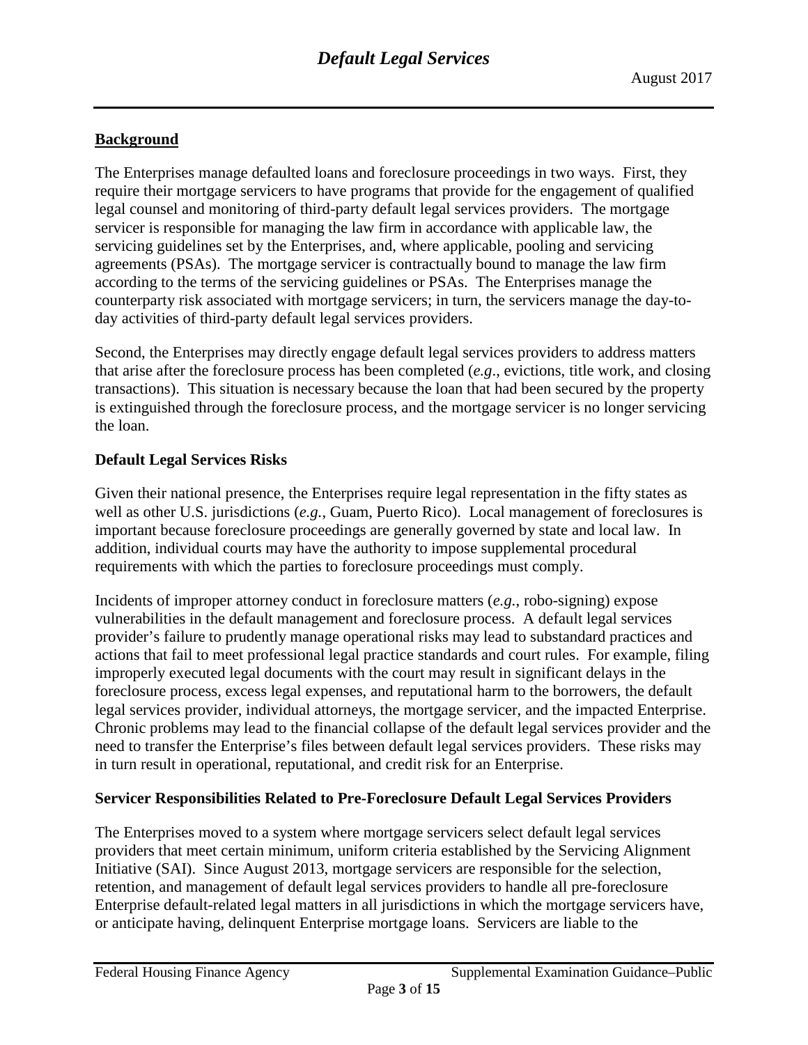## Background

The Enterprises manage defaulted loans and foreclosure proceedings in two ways. First, they require their mortgage servicers to have programs that provide for the engagement of qualified legal counsel and monitoring of third-party default legal services providers. The mortgage servicer is responsible for managing the law firm in accordance with applicable law, the servicing guidelines set by the Enterprises, and, where applicable, pooling and servicing agreements (PSAs). The mortgage servicer is contractually bound to manage the law firm according to the terms of the servicing guidelines or PSAs. The Enterprises manage the counterparty risk associated with mortgage servicers; in turn, the servicers manage the day-to-day activities of third-party default legal services providers.

Second, the Enterprises may directly engage default legal services providers to address matters that arise after the foreclosure process has been completed (*e.g*., evictions, title work, and closing transactions). This situation is necessary because the loan that had been secured by the property is extinguished through the foreclosure process, and the mortgage servicer is no longer servicing the loan.

### Default Legal Services Risks

Given their national presence, the Enterprises require legal representation in the fifty states as well as other U.S. jurisdictions (*e.g.*, Guam, Puerto Rico). Local management of foreclosures is important because foreclosure proceedings are generally governed by state and local law. In addition, individual courts may have the authority to impose supplemental procedural requirements with which the parties to foreclosure proceedings must comply.

Incidents of improper attorney conduct in foreclosure matters (*e.g.*, robo-signing) expose vulnerabilities in the default management and foreclosure process. A default legal services provider's failure to prudently manage operational risks may lead to substandard practices and actions that fail to meet professional legal practice standards and court rules. For example, filing improperly executed legal documents with the court may result in significant delays in the foreclosure process, excess legal expenses, and reputational harm to the borrowers, the default legal services provider, individual attorneys, the mortgage servicer, and the impacted Enterprise. Chronic problems may lead to the financial collapse of the default legal services provider and the need to transfer the Enterprise's files between default legal services providers. These risks may in turn result in operational, reputational, and credit risk for an Enterprise.

### Servicer Responsibilities Related to Pre-Foreclosure Default Legal Services Providers

The Enterprises moved to a system where mortgage servicers select default legal services providers that meet certain minimum, uniform criteria established by the Servicing Alignment Initiative (SAI). Since August 2013, mortgage servicers are responsible for the selection, retention, and management of default legal services providers to handle all pre-foreclosure Enterprise default-related legal matters in all jurisdictions in which the mortgage servicers have, or anticipate having, delinquent Enterprise mortgage loans. Servicers are liable to the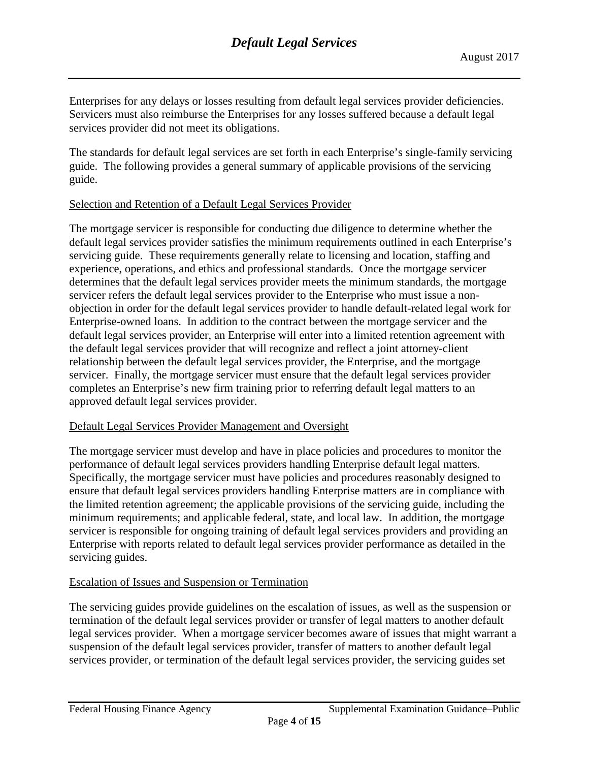Enterprises for any delays or losses resulting from default legal services provider deficiencies. Servicers must also reimburse the Enterprises for any losses suffered because a default legal services provider did not meet its obligations.

The standards for default legal services are set forth in each Enterprise's single-family servicing guide. The following provides a general summary of applicable provisions of the servicing guide.

Selection and Retention of a Default Legal Services Provider

The mortgage servicer is responsible for conducting due diligence to determine whether the default legal services provider satisfies the minimum requirements outlined in each Enterprise's servicing guide. These requirements generally relate to licensing and location, staffing and experience, operations, and ethics and professional standards. Once the mortgage servicer determines that the default legal services provider meets the minimum standards, the mortgage servicer refers the default legal services provider to the Enterprise who must issue a non-objection in order for the default legal services provider to handle default-related legal work for Enterprise-owned loans. In addition to the contract between the mortgage servicer and the default legal services provider, an Enterprise will enter into a limited retention agreement with the default legal services provider that will recognize and reflect a joint attorney-client relationship between the default legal services provider, the Enterprise, and the mortgage servicer. Finally, the mortgage servicer must ensure that the default legal services provider completes an Enterprise's new firm training prior to referring default legal matters to an approved default legal services provider.

Default Legal Services Provider Management and Oversight

The mortgage servicer must develop and have in place policies and procedures to monitor the performance of default legal services providers handling Enterprise default legal matters. Specifically, the mortgage servicer must have policies and procedures reasonably designed to ensure that default legal services providers handling Enterprise matters are in compliance with the limited retention agreement; the applicable provisions of the servicing guide, including the minimum requirements; and applicable federal, state, and local law. In addition, the mortgage servicer is responsible for ongoing training of default legal services providers and providing an Enterprise with reports related to default legal services provider performance as detailed in the servicing guides.

Escalation of Issues and Suspension or Termination

The servicing guides provide guidelines on the escalation of issues, as well as the suspension or termination of the default legal services provider or transfer of legal matters to another default legal services provider. When a mortgage servicer becomes aware of issues that might warrant a suspension of the default legal services provider, transfer of matters to another default legal services provider, or termination of the default legal services provider, the servicing guides set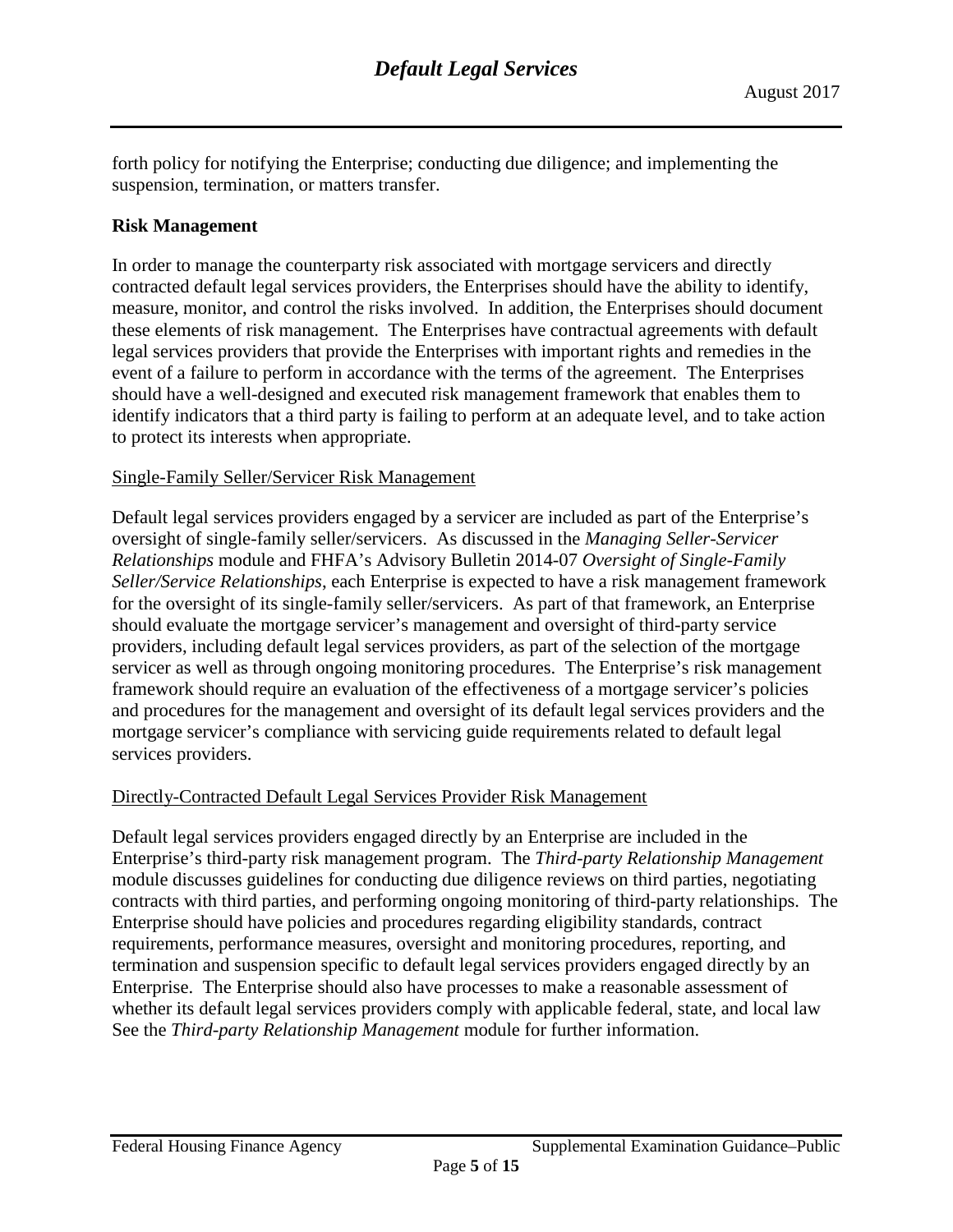forth policy for notifying the Enterprise; conducting due diligence; and implementing the suspension, termination, or matters transfer.

**Risk Management**

In order to manage the counterparty risk associated with mortgage servicers and directly contracted default legal services providers, the Enterprises should have the ability to identify, measure, monitor, and control the risks involved. In addition, the Enterprises should document these elements of risk management. The Enterprises have contractual agreements with default legal services providers that provide the Enterprises with important rights and remedies in the event of a failure to perform in accordance with the terms of the agreement. The Enterprises should have a well-designed and executed risk management framework that enables them to identify indicators that a third party is failing to perform at an adequate level, and to take action to protect its interests when appropriate.

Single-Family Seller/Servicer Risk Management

Default legal services providers engaged by a servicer are included as part of the Enterprise's oversight of single-family seller/servicers. As discussed in the *Managing Seller-Servicer Relationships* module and FHFA's Advisory Bulletin 2014-07 *Oversight of Single-Family Seller/Service Relationships*, each Enterprise is expected to have a risk management framework for the oversight of its single-family seller/servicers. As part of that framework, an Enterprise should evaluate the mortgage servicer's management and oversight of third-party service providers, including default legal services providers, as part of the selection of the mortgage servicer as well as through ongoing monitoring procedures. The Enterprise's risk management framework should require an evaluation of the effectiveness of a mortgage servicer's policies and procedures for the management and oversight of its default legal services providers and the mortgage servicer's compliance with servicing guide requirements related to default legal services providers.

Directly-Contracted Default Legal Services Provider Risk Management

Default legal services providers engaged directly by an Enterprise are included in the Enterprise's third-party risk management program. The *Third-party Relationship Management* module discusses guidelines for conducting due diligence reviews on third parties, negotiating contracts with third parties, and performing ongoing monitoring of third-party relationships. The Enterprise should have policies and procedures regarding eligibility standards, contract requirements, performance measures, oversight and monitoring procedures, reporting, and termination and suspension specific to default legal services providers engaged directly by an Enterprise. The Enterprise should also have processes to make a reasonable assessment of whether its default legal services providers comply with applicable federal, state, and local law See the *Third-party Relationship Management* module for further information.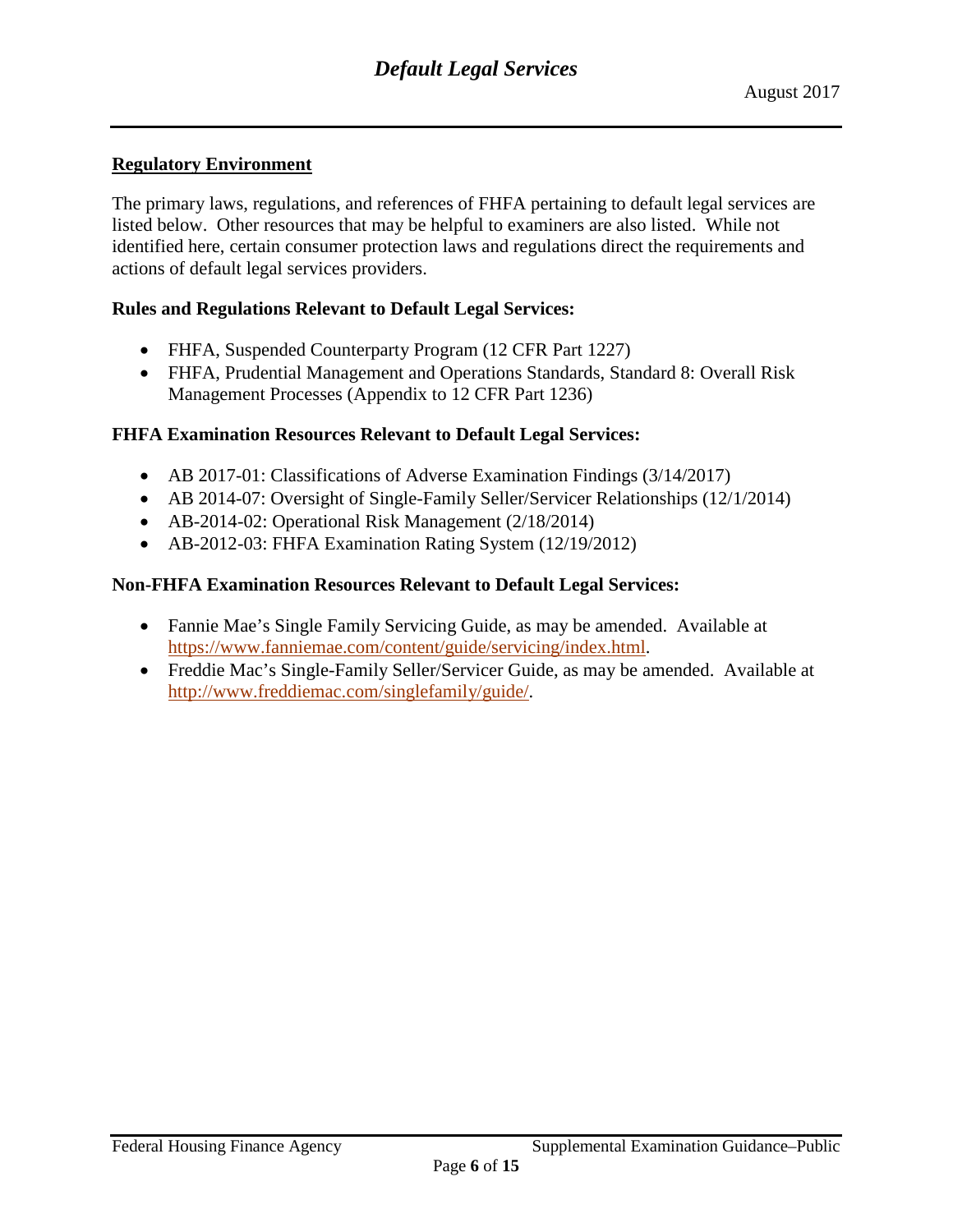## Regulatory Environment

The primary laws, regulations, and references of FHFA pertaining to default legal services are listed below. Other resources that may be helpful to examiners are also listed. While not identified here, certain consumer protection laws and regulations direct the requirements and actions of default legal services providers.

### Rules and Regulations Relevant to Default Legal Services:

- FHFA, Suspended Counterparty Program (12 CFR Part 1227)
- FHFA, Prudential Management and Operations Standards, Standard 8: Overall Risk Management Processes (Appendix to 12 CFR Part 1236)

### FHFA Examination Resources Relevant to Default Legal Services:

- AB 2017-01: Classifications of Adverse Examination Findings (3/14/2017)
- AB 2014-07: Oversight of Single-Family Seller/Servicer Relationships (12/1/2014)
- AB-2014-02: Operational Risk Management (2/18/2014)
- AB-2012-03: FHFA Examination Rating System (12/19/2012)

### Non-FHFA Examination Resources Relevant to Default Legal Services:

- Fannie Mae's Single Family Servicing Guide, as may be amended. Available at https://www.fanniemae.com/content/guide/servicing/index.html.
- Freddie Mac's Single-Family Seller/Servicer Guide, as may be amended. Available at http://www.freddiemac.com/singlefamily/guide/.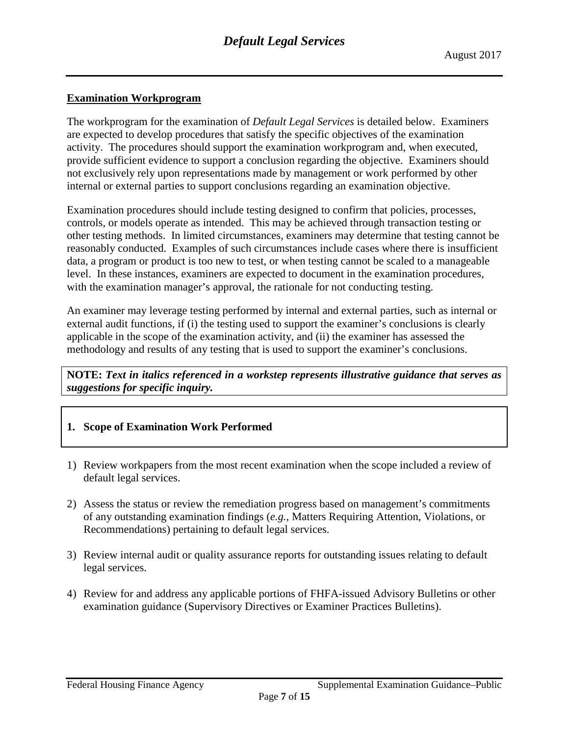## Examination Workprogram

The workprogram for the examination of *Default Legal Services* is detailed below. Examiners are expected to develop procedures that satisfy the specific objectives of the examination activity. The procedures should support the examination workprogram and, when executed, provide sufficient evidence to support a conclusion regarding the objective. Examiners should not exclusively rely upon representations made by management or work performed by other internal or external parties to support conclusions regarding an examination objective.

Examination procedures should include testing designed to confirm that policies, processes, controls, or models operate as intended. This may be achieved through transaction testing or other testing methods. In limited circumstances, examiners may determine that testing cannot be reasonably conducted. Examples of such circumstances include cases where there is insufficient data, a program or product is too new to test, or when testing cannot be scaled to a manageable level. In these instances, examiners are expected to document in the examination procedures, with the examination manager's approval, the rationale for not conducting testing.

An examiner may leverage testing performed by internal and external parties, such as internal or external audit functions, if (i) the testing used to support the examiner's conclusions is clearly applicable in the scope of the examination activity, and (ii) the examiner has assessed the methodology and results of any testing that is used to support the examiner's conclusions.

**NOTE:** ***Text in italics referenced in a workstep represents illustrative guidance that serves as suggestions for specific inquiry.***

### 1. Scope of Examination Work Performed

1) Review workpapers from the most recent examination when the scope included a review of default legal services.

2) Assess the status or review the remediation progress based on management's commitments of any outstanding examination findings (*e.g.*, Matters Requiring Attention, Violations, or Recommendations) pertaining to default legal services.

3) Review internal audit or quality assurance reports for outstanding issues relating to default legal services.

4) Review for and address any applicable portions of FHFA-issued Advisory Bulletins or other examination guidance (Supervisory Directives or Examiner Practices Bulletins).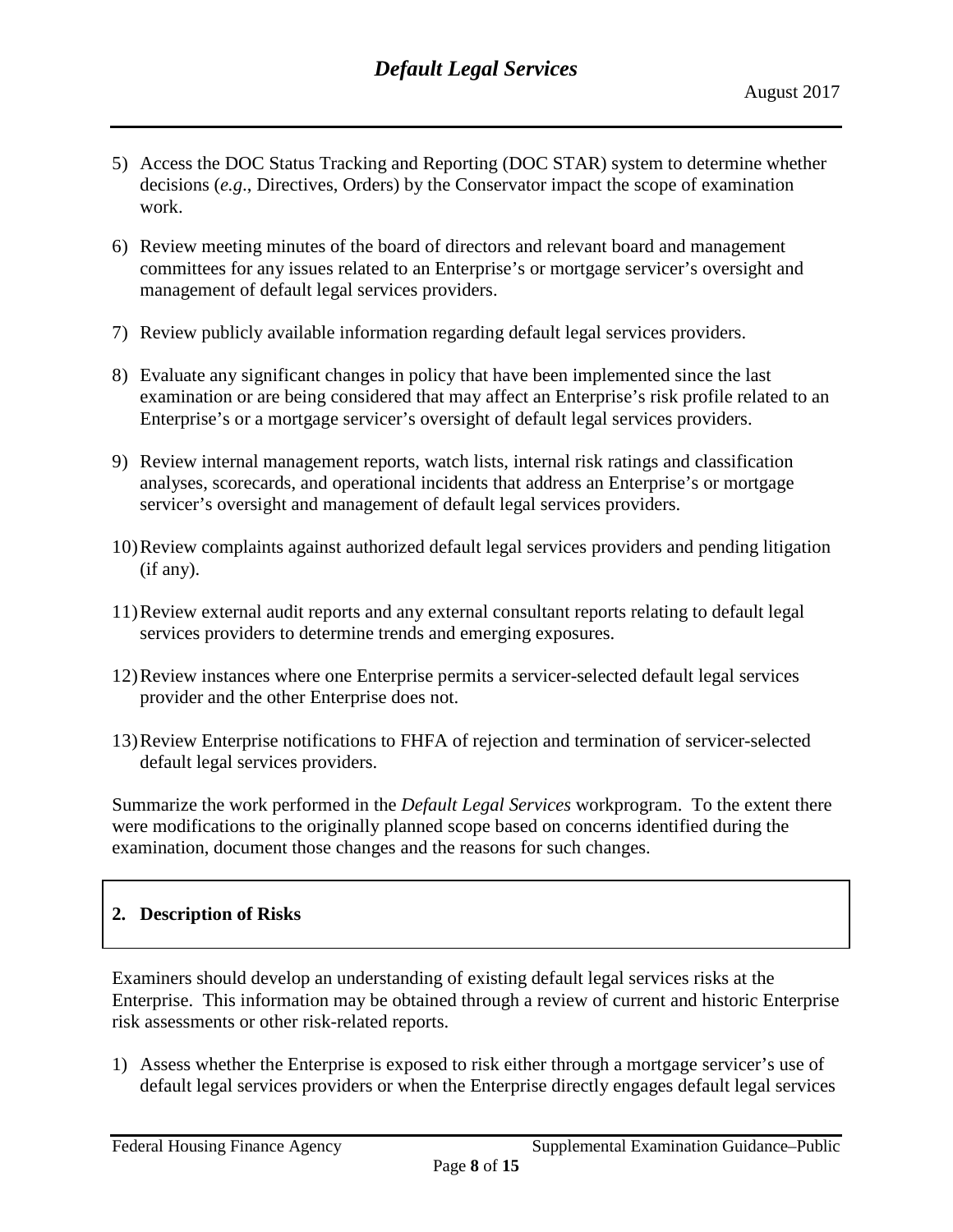5) Access the DOC Status Tracking and Reporting (DOC STAR) system to determine whether decisions (*e.g*., Directives, Orders) by the Conservator impact the scope of examination work.

6) Review meeting minutes of the board of directors and relevant board and management committees for any issues related to an Enterprise's or mortgage servicer's oversight and management of default legal services providers.

7) Review publicly available information regarding default legal services providers.

8) Evaluate any significant changes in policy that have been implemented since the last examination or are being considered that may affect an Enterprise's risk profile related to an Enterprise's or a mortgage servicer's oversight of default legal services providers.

9) Review internal management reports, watch lists, internal risk ratings and classification analyses, scorecards, and operational incidents that address an Enterprise's or mortgage servicer's oversight and management of default legal services providers.

10) Review complaints against authorized default legal services providers and pending litigation (if any).

11) Review external audit reports and any external consultant reports relating to default legal services providers to determine trends and emerging exposures.

12) Review instances where one Enterprise permits a servicer-selected default legal services provider and the other Enterprise does not.

13) Review Enterprise notifications to FHFA of rejection and termination of servicer-selected default legal services providers.

Summarize the work performed in the *Default Legal Services* workprogram. To the extent there were modifications to the originally planned scope based on concerns identified during the examination, document those changes and the reasons for such changes.

## 2. Description of Risks

Examiners should develop an understanding of existing default legal services risks at the Enterprise. This information may be obtained through a review of current and historic Enterprise risk assessments or other risk-related reports.

1) Assess whether the Enterprise is exposed to risk either through a mortgage servicer's use of default legal services providers or when the Enterprise directly engages default legal services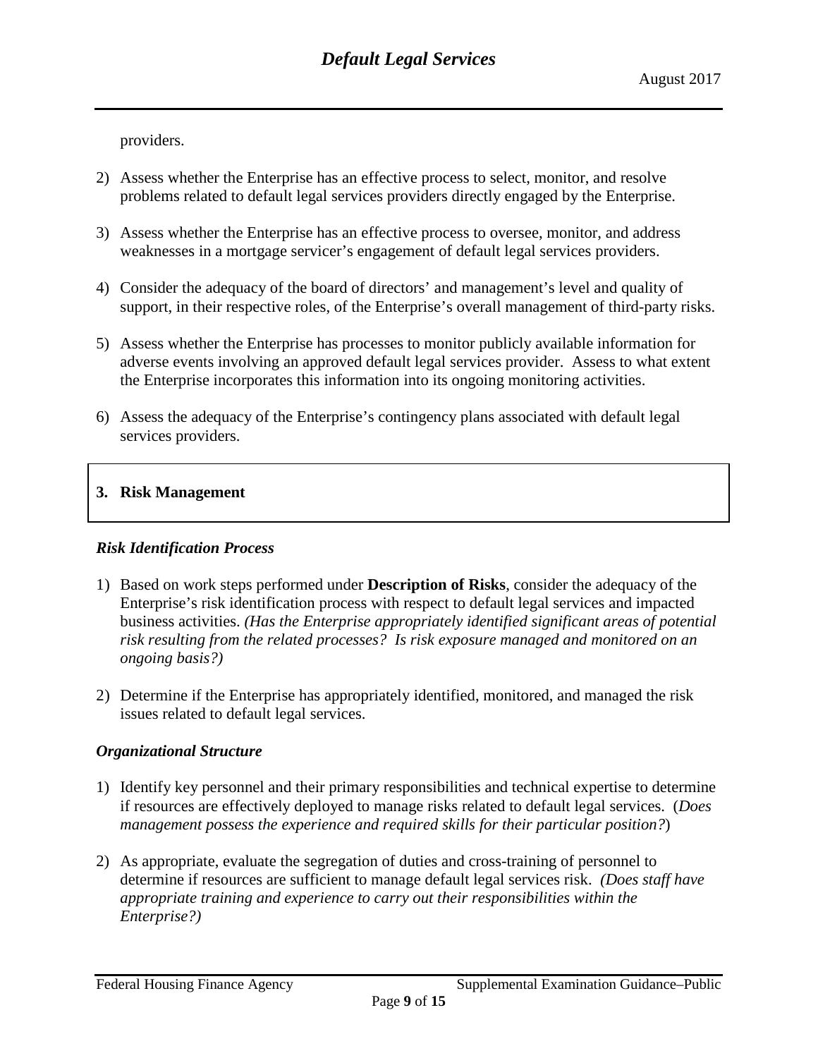providers.

2) Assess whether the Enterprise has an effective process to select, monitor, and resolve problems related to default legal services providers directly engaged by the Enterprise.

3) Assess whether the Enterprise has an effective process to oversee, monitor, and address weaknesses in a mortgage servicer's engagement of default legal services providers.

4) Consider the adequacy of the board of directors' and management's level and quality of support, in their respective roles, of the Enterprise's overall management of third-party risks.

5) Assess whether the Enterprise has processes to monitor publicly available information for adverse events involving an approved default legal services provider. Assess to what extent the Enterprise incorporates this information into its ongoing monitoring activities.

6) Assess the adequacy of the Enterprise's contingency plans associated with default legal services providers.

## 3. Risk Management

### *Risk Identification Process*

1) Based on work steps performed under **Description of Risks**, consider the adequacy of the Enterprise's risk identification process with respect to default legal services and impacted business activities. *(Has the Enterprise appropriately identified significant areas of potential risk resulting from the related processes? Is risk exposure managed and monitored on an ongoing basis?)*

2) Determine if the Enterprise has appropriately identified, monitored, and managed the risk issues related to default legal services.

### *Organizational Structure*

1) Identify key personnel and their primary responsibilities and technical expertise to determine if resources are effectively deployed to manage risks related to default legal services. (*Does management possess the experience and required skills for their particular position?*)

2) As appropriate, evaluate the segregation of duties and cross-training of personnel to determine if resources are sufficient to manage default legal services risk. *(Does staff have appropriate training and experience to carry out their responsibilities within the Enterprise?)*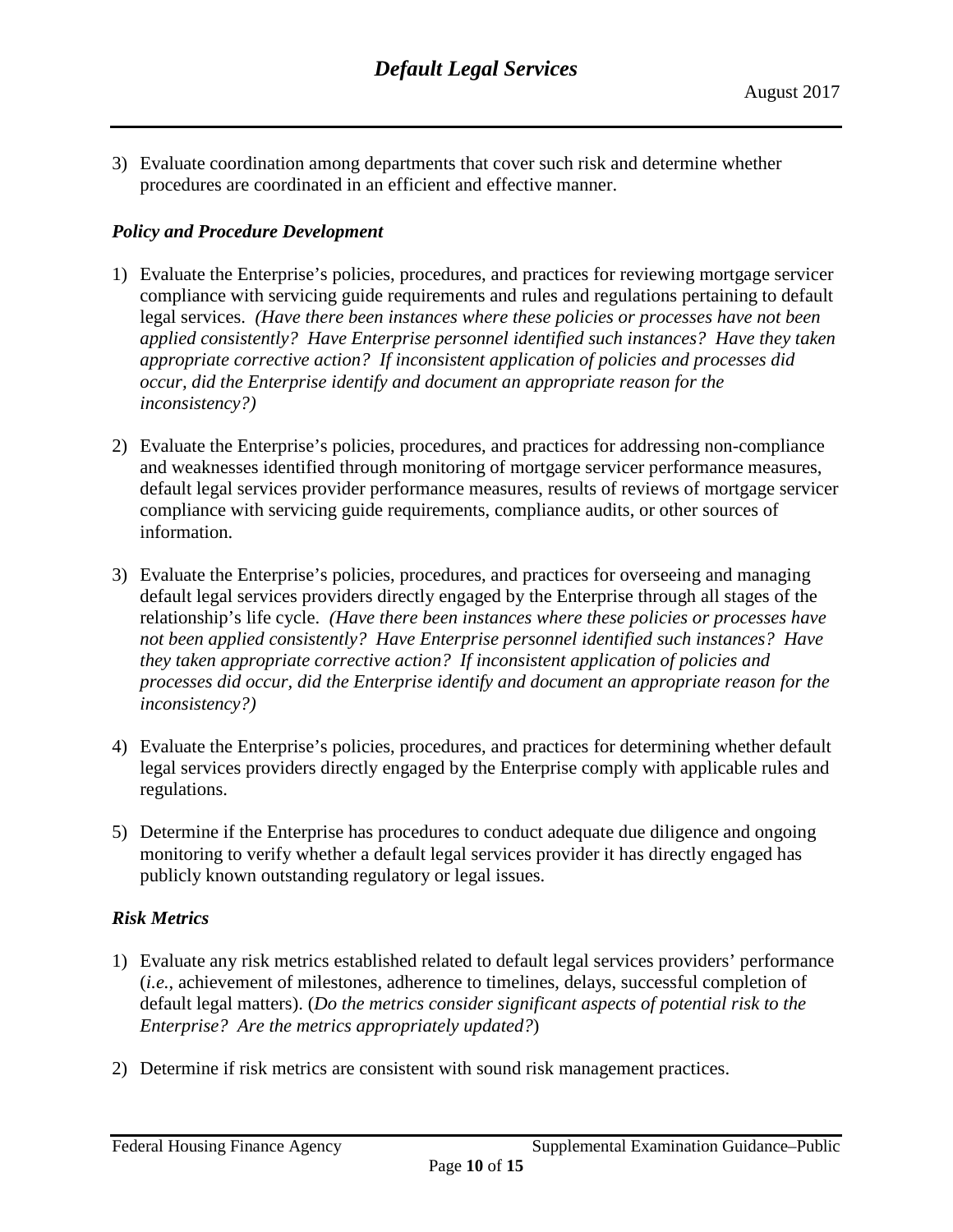3) Evaluate coordination among departments that cover such risk and determine whether procedures are coordinated in an efficient and effective manner.

### *Policy and Procedure Development*

1) Evaluate the Enterprise's policies, procedures, and practices for reviewing mortgage servicer compliance with servicing guide requirements and rules and regulations pertaining to default legal services. *(Have there been instances where these policies or processes have not been applied consistently? Have Enterprise personnel identified such instances? Have they taken appropriate corrective action? If inconsistent application of policies and processes did occur, did the Enterprise identify and document an appropriate reason for the inconsistency?)*

2) Evaluate the Enterprise's policies, procedures, and practices for addressing non-compliance and weaknesses identified through monitoring of mortgage servicer performance measures, default legal services provider performance measures, results of reviews of mortgage servicer compliance with servicing guide requirements, compliance audits, or other sources of information.

3) Evaluate the Enterprise's policies, procedures, and practices for overseeing and managing default legal services providers directly engaged by the Enterprise through all stages of the relationship's life cycle. *(Have there been instances where these policies or processes have not been applied consistently? Have Enterprise personnel identified such instances? Have they taken appropriate corrective action? If inconsistent application of policies and processes did occur, did the Enterprise identify and document an appropriate reason for the inconsistency?)*

4) Evaluate the Enterprise's policies, procedures, and practices for determining whether default legal services providers directly engaged by the Enterprise comply with applicable rules and regulations.

5) Determine if the Enterprise has procedures to conduct adequate due diligence and ongoing monitoring to verify whether a default legal services provider it has directly engaged has publicly known outstanding regulatory or legal issues.

### *Risk Metrics*

1) Evaluate any risk metrics established related to default legal services providers' performance (*i.e.*, achievement of milestones, adherence to timelines, delays, successful completion of default legal matters). (*Do the metrics consider significant aspects of potential risk to the Enterprise? Are the metrics appropriately updated?*)

2) Determine if risk metrics are consistent with sound risk management practices.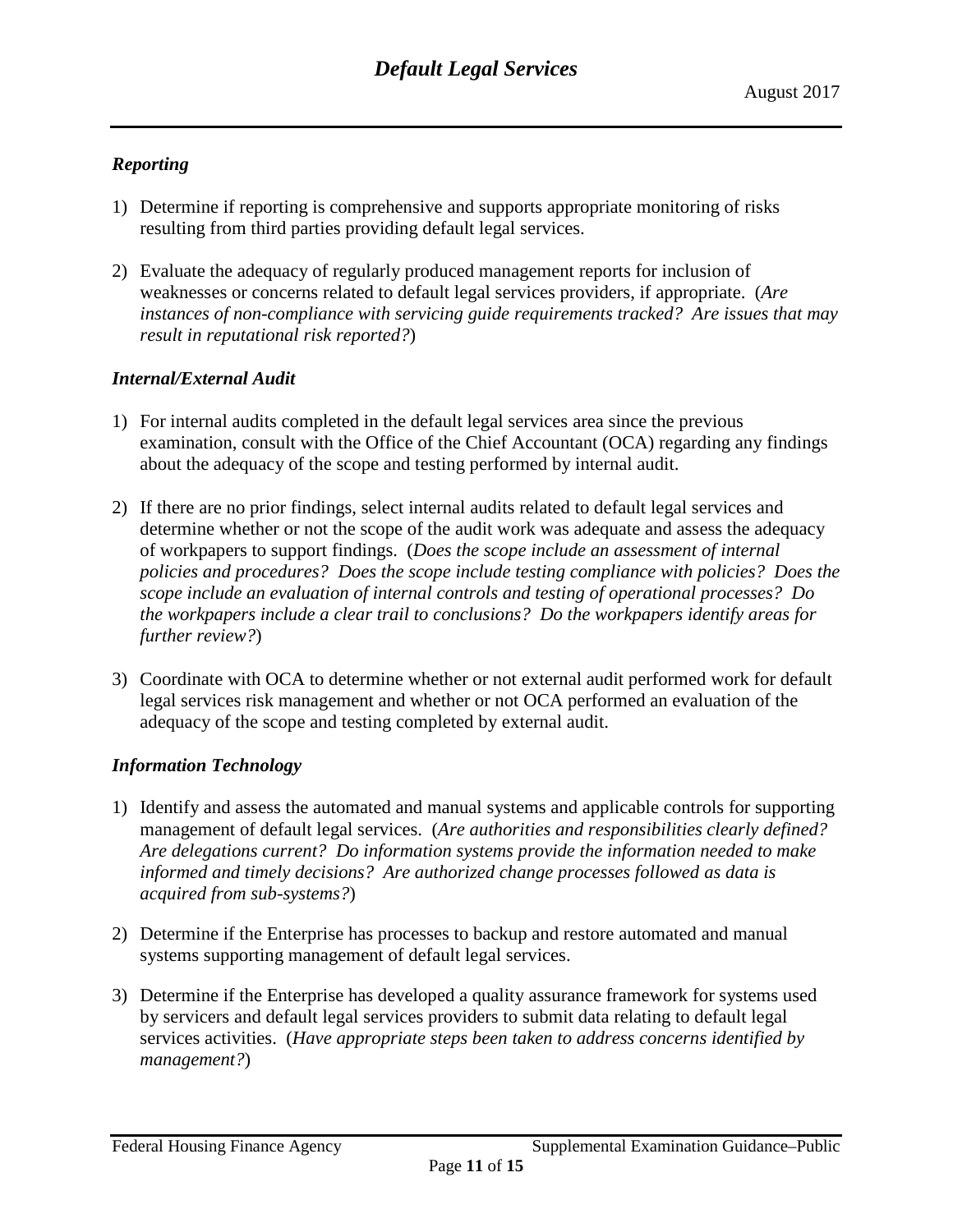### *Reporting*

1) Determine if reporting is comprehensive and supports appropriate monitoring of risks resulting from third parties providing default legal services.

2) Evaluate the adequacy of regularly produced management reports for inclusion of weaknesses or concerns related to default legal services providers, if appropriate. (*Are instances of non-compliance with servicing guide requirements tracked? Are issues that may result in reputational risk reported?*)

### *Internal/External Audit*

1) For internal audits completed in the default legal services area since the previous examination, consult with the Office of the Chief Accountant (OCA) regarding any findings about the adequacy of the scope and testing performed by internal audit.

2) If there are no prior findings, select internal audits related to default legal services and determine whether or not the scope of the audit work was adequate and assess the adequacy of workpapers to support findings. (*Does the scope include an assessment of internal policies and procedures? Does the scope include testing compliance with policies? Does the scope include an evaluation of internal controls and testing of operational processes? Do the workpapers include a clear trail to conclusions? Do the workpapers identify areas for further review?*)

3) Coordinate with OCA to determine whether or not external audit performed work for default legal services risk management and whether or not OCA performed an evaluation of the adequacy of the scope and testing completed by external audit.

### *Information Technology*

1) Identify and assess the automated and manual systems and applicable controls for supporting management of default legal services. (*Are authorities and responsibilities clearly defined? Are delegations current? Do information systems provide the information needed to make informed and timely decisions? Are authorized change processes followed as data is acquired from sub-systems?*)

2) Determine if the Enterprise has processes to backup and restore automated and manual systems supporting management of default legal services.

3) Determine if the Enterprise has developed a quality assurance framework for systems used by servicers and default legal services providers to submit data relating to default legal services activities. (*Have appropriate steps been taken to address concerns identified by management?*)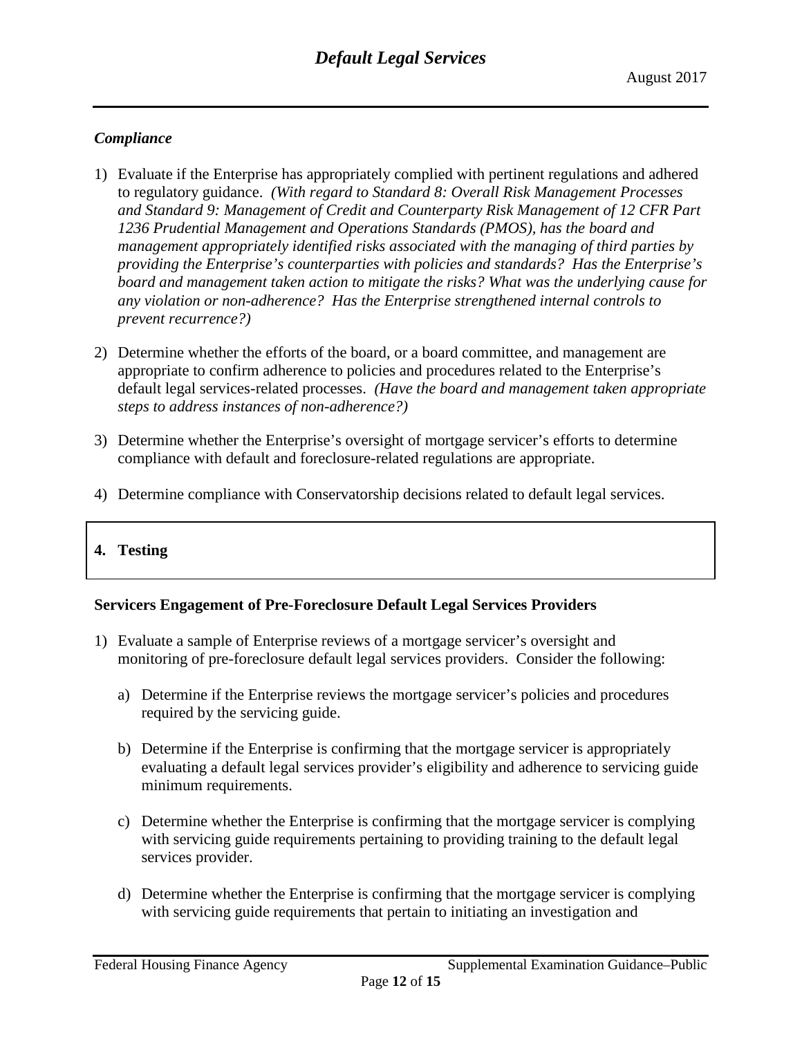### *Compliance*

1) Evaluate if the Enterprise has appropriately complied with pertinent regulations and adhered to regulatory guidance. *(With regard to Standard 8: Overall Risk Management Processes and Standard 9: Management of Credit and Counterparty Risk Management of 12 CFR Part 1236 Prudential Management and Operations Standards (PMOS), has the board and management appropriately identified risks associated with the managing of third parties by providing the Enterprise's counterparties with policies and standards? Has the Enterprise's board and management taken action to mitigate the risks? What was the underlying cause for any violation or non-adherence? Has the Enterprise strengthened internal controls to prevent recurrence?)*

2) Determine whether the efforts of the board, or a board committee, and management are appropriate to confirm adherence to policies and procedures related to the Enterprise's default legal services-related processes. *(Have the board and management taken appropriate steps to address instances of non-adherence?)*

3) Determine whether the Enterprise's oversight of mortgage servicer's efforts to determine compliance with default and foreclosure-related regulations are appropriate.

4) Determine compliance with Conservatorship decisions related to default legal services.

## 4. Testing

**Servicers Engagement of Pre-Foreclosure Default Legal Services Providers**

1) Evaluate a sample of Enterprise reviews of a mortgage servicer's oversight and monitoring of pre-foreclosure default legal services providers. Consider the following:

   a) Determine if the Enterprise reviews the mortgage servicer's policies and procedures required by the servicing guide.

   b) Determine if the Enterprise is confirming that the mortgage servicer is appropriately evaluating a default legal services provider's eligibility and adherence to servicing guide minimum requirements.

   c) Determine whether the Enterprise is confirming that the mortgage servicer is complying with servicing guide requirements pertaining to providing training to the default legal services provider.

   d) Determine whether the Enterprise is confirming that the mortgage servicer is complying with servicing guide requirements that pertain to initiating an investigation and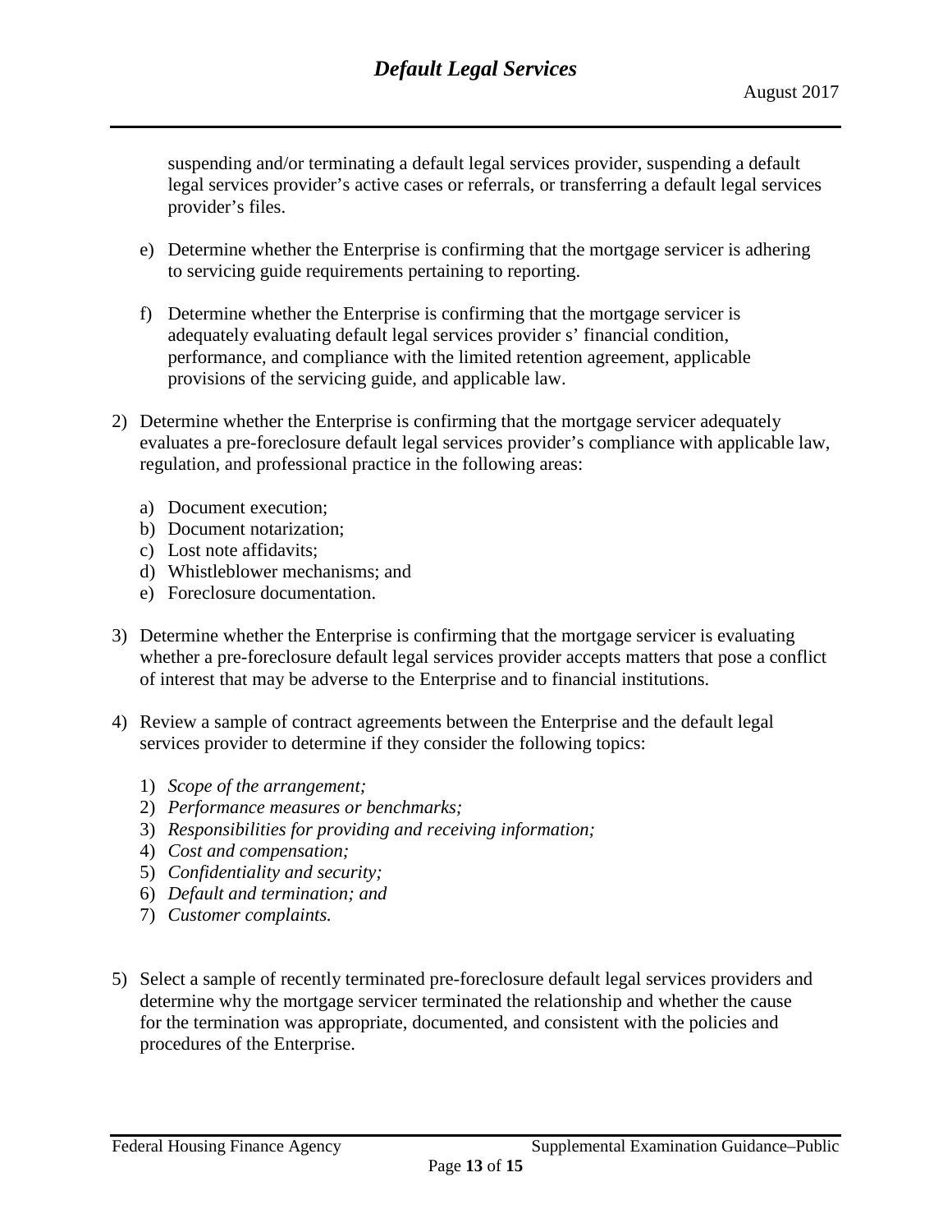suspending and/or terminating a default legal services provider, suspending a default legal services provider's active cases or referrals, or transferring a default legal services provider's files.

e) Determine whether the Enterprise is confirming that the mortgage servicer is adhering to servicing guide requirements pertaining to reporting.

f) Determine whether the Enterprise is confirming that the mortgage servicer is adequately evaluating default legal services provider s' financial condition, performance, and compliance with the limited retention agreement, applicable provisions of the servicing guide, and applicable law.

2) Determine whether the Enterprise is confirming that the mortgage servicer adequately evaluates a pre-foreclosure default legal services provider's compliance with applicable law, regulation, and professional practice in the following areas:

   a) Document execution;
   b) Document notarization;
   c) Lost note affidavits;
   d) Whistleblower mechanisms; and
   e) Foreclosure documentation.

3) Determine whether the Enterprise is confirming that the mortgage servicer is evaluating whether a pre-foreclosure default legal services provider accepts matters that pose a conflict of interest that may be adverse to the Enterprise and to financial institutions.

4) Review a sample of contract agreements between the Enterprise and the default legal services provider to determine if they consider the following topics:

   1) *Scope of the arrangement;*
   2) *Performance measures or benchmarks;*
   3) *Responsibilities for providing and receiving information;*
   4) *Cost and compensation;*
   5) *Confidentiality and security;*
   6) *Default and termination; and*
   7) *Customer complaints.*

5) Select a sample of recently terminated pre-foreclosure default legal services providers and determine why the mortgage servicer terminated the relationship and whether the cause for the termination was appropriate, documented, and consistent with the policies and procedures of the Enterprise.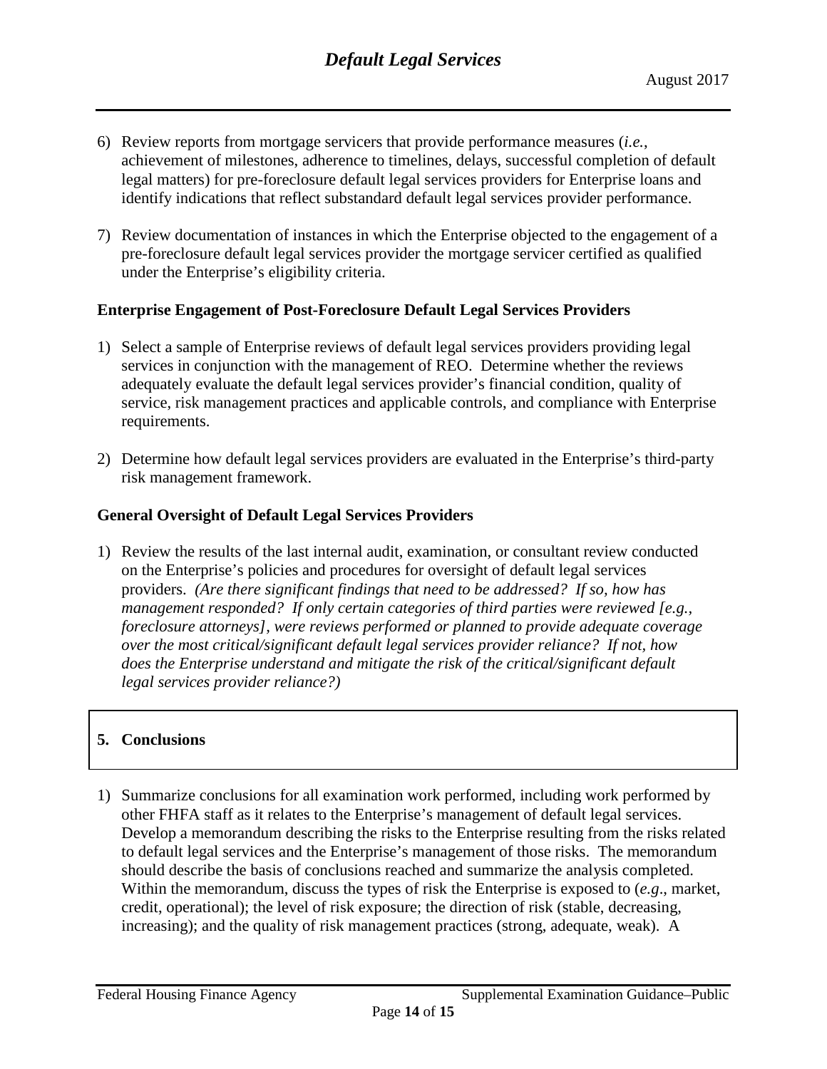6) Review reports from mortgage servicers that provide performance measures (*i.e.*, achievement of milestones, adherence to timelines, delays, successful completion of default legal matters) for pre-foreclosure default legal services providers for Enterprise loans and identify indications that reflect substandard default legal services provider performance.

7) Review documentation of instances in which the Enterprise objected to the engagement of a pre-foreclosure default legal services provider the mortgage servicer certified as qualified under the Enterprise's eligibility criteria.

**Enterprise Engagement of Post-Foreclosure Default Legal Services Providers**

1) Select a sample of Enterprise reviews of default legal services providers providing legal services in conjunction with the management of REO. Determine whether the reviews adequately evaluate the default legal services provider's financial condition, quality of service, risk management practices and applicable controls, and compliance with Enterprise requirements.

2) Determine how default legal services providers are evaluated in the Enterprise's third-party risk management framework.

**General Oversight of Default Legal Services Providers**

1) Review the results of the last internal audit, examination, or consultant review conducted on the Enterprise's policies and procedures for oversight of default legal services providers. *(Are there significant findings that need to be addressed? If so, how has management responded? If only certain categories of third parties were reviewed [e.g., foreclosure attorneys], were reviews performed or planned to provide adequate coverage over the most critical/significant default legal services provider reliance? If not, how does the Enterprise understand and mitigate the risk of the critical/significant default legal services provider reliance?)*

## 5. Conclusions

1) Summarize conclusions for all examination work performed, including work performed by other FHFA staff as it relates to the Enterprise's management of default legal services. Develop a memorandum describing the risks to the Enterprise resulting from the risks related to default legal services and the Enterprise's management of those risks. The memorandum should describe the basis of conclusions reached and summarize the analysis completed. Within the memorandum, discuss the types of risk the Enterprise is exposed to (*e.g*., market, credit, operational); the level of risk exposure; the direction of risk (stable, decreasing, increasing); and the quality of risk management practices (strong, adequate, weak). A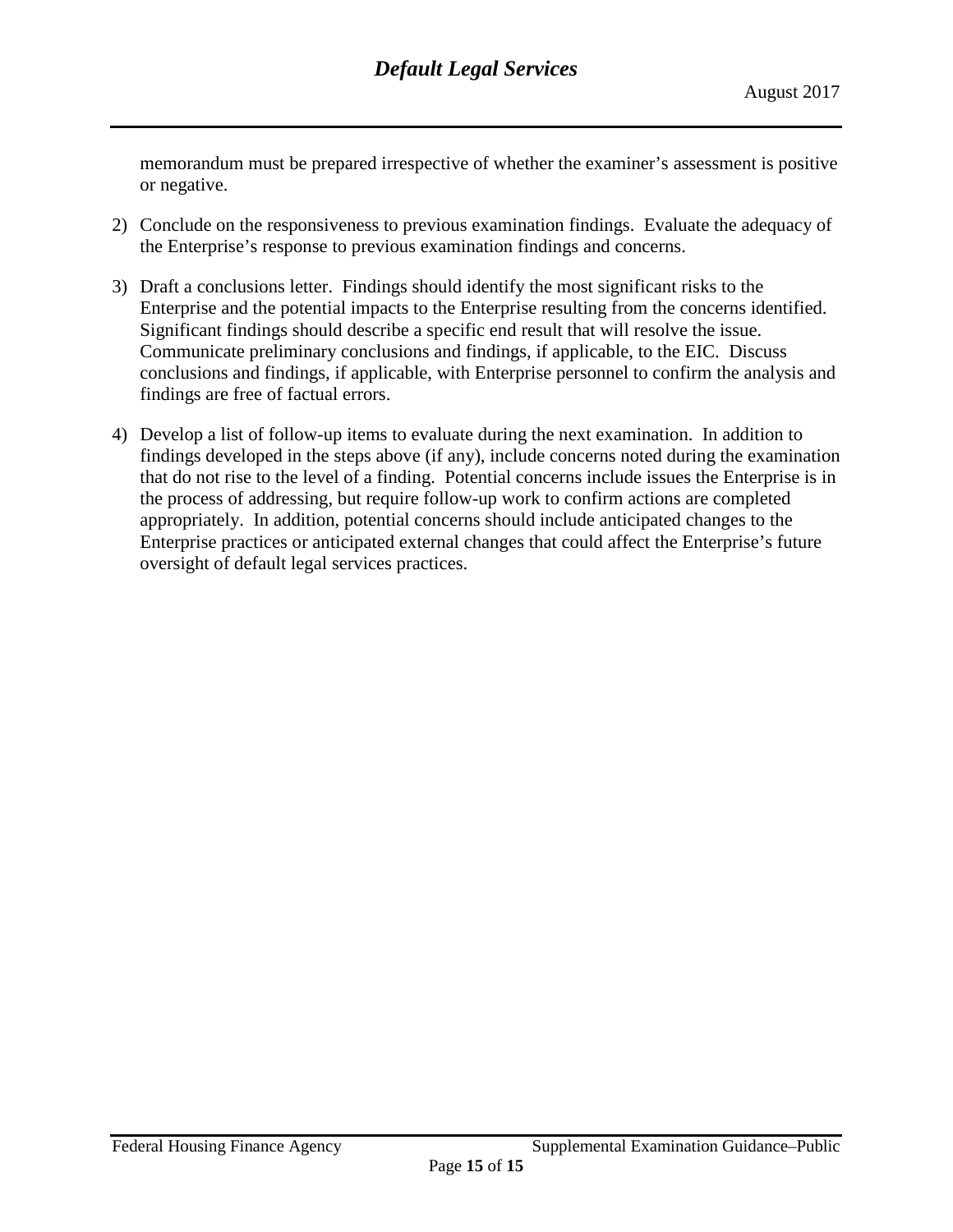memorandum must be prepared irrespective of whether the examiner's assessment is positive or negative.

2) Conclude on the responsiveness to previous examination findings. Evaluate the adequacy of the Enterprise's response to previous examination findings and concerns.

3) Draft a conclusions letter. Findings should identify the most significant risks to the Enterprise and the potential impacts to the Enterprise resulting from the concerns identified. Significant findings should describe a specific end result that will resolve the issue. Communicate preliminary conclusions and findings, if applicable, to the EIC. Discuss conclusions and findings, if applicable, with Enterprise personnel to confirm the analysis and findings are free of factual errors.

4) Develop a list of follow-up items to evaluate during the next examination. In addition to findings developed in the steps above (if any), include concerns noted during the examination that do not rise to the level of a finding. Potential concerns include issues the Enterprise is in the process of addressing, but require follow-up work to confirm actions are completed appropriately. In addition, potential concerns should include anticipated changes to the Enterprise practices or anticipated external changes that could affect the Enterprise's future oversight of default legal services practices.